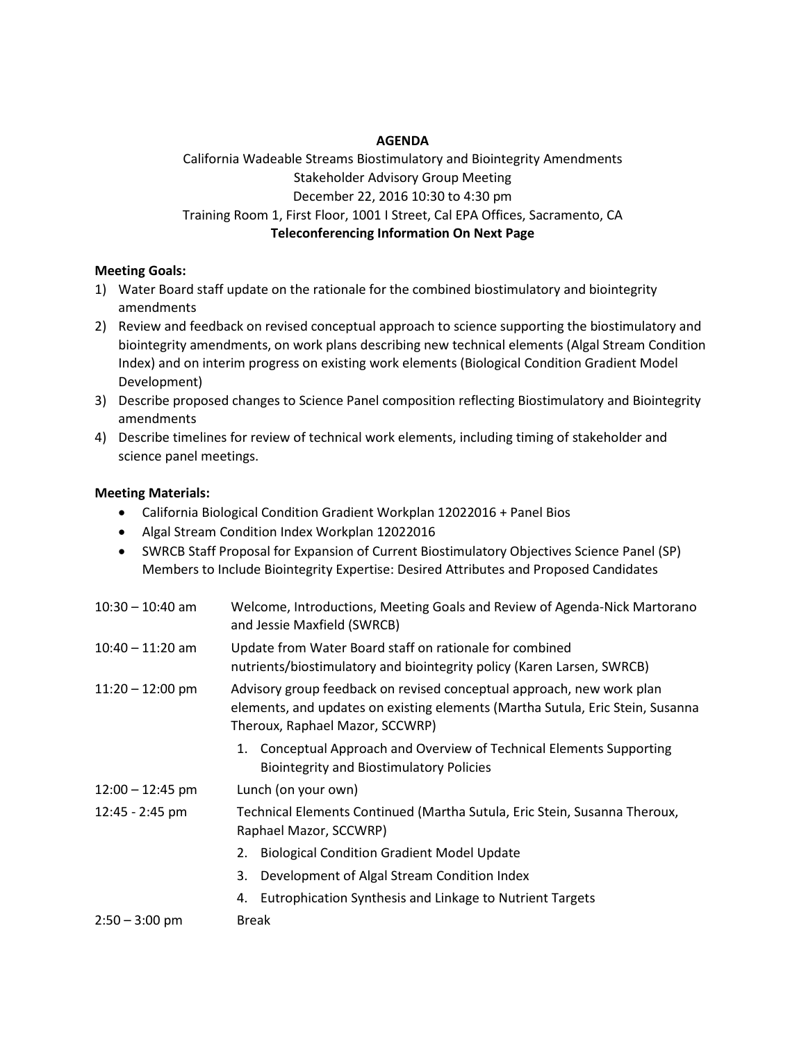**AGENDA**

California Wadeable Streams Biostimulatory and Biointegrity Amendments
Stakeholder Advisory Group Meeting
December 22, 2016 10:30 to 4:30 pm
Training Room 1, First Floor, 1001 I Street, Cal EPA Offices, Sacramento, CA
**Teleconferencing Information On Next Page**

**Meeting Goals:**

1) Water Board staff update on the rationale for the combined biostimulatory and biointegrity amendments
2) Review and feedback on revised conceptual approach to science supporting the biostimulatory and biointegrity amendments, on work plans describing new technical elements (Algal Stream Condition Index) and on interim progress on existing work elements (Biological Condition Gradient Model Development)
3) Describe proposed changes to Science Panel composition reflecting Biostimulatory and Biointegrity amendments
4) Describe timelines for review of technical work elements, including timing of stakeholder and science panel meetings.

**Meeting Materials:**

- California Biological Condition Gradient Workplan 12022016 + Panel Bios
- Algal Stream Condition Index Workplan 12022016
- SWRCB Staff Proposal for Expansion of Current Biostimulatory Objectives Science Panel (SP) Members to Include Biointegrity Expertise: Desired Attributes and Proposed Candidates

| | |
|---|---|
| 10:30 – 10:40 am | Welcome, Introductions, Meeting Goals and Review of Agenda-Nick Martorano and Jessie Maxfield (SWRCB) |
| 10:40 – 11:20 am | Update from Water Board staff on rationale for combined nutrients/biostimulatory and biointegrity policy (Karen Larsen, SWRCB) |
| 11:20 – 12:00 pm | Advisory group feedback on revised conceptual approach, new work plan elements, and updates on existing elements (Martha Sutula, Eric Stein, Susanna Theroux, Raphael Mazor, SCCWRP)<br>1. Conceptual Approach and Overview of Technical Elements Supporting Biointegrity and Biostimulatory Policies |
| 12:00 – 12:45 pm | Lunch (on your own) |
| 12:45 - 2:45 pm | Technical Elements Continued (Martha Sutula, Eric Stein, Susanna Theroux, Raphael Mazor, SCCWRP)<br>2. Biological Condition Gradient Model Update<br>3. Development of Algal Stream Condition Index<br>4. Eutrophication Synthesis and Linkage to Nutrient Targets |
| 2:50 – 3:00 pm | Break |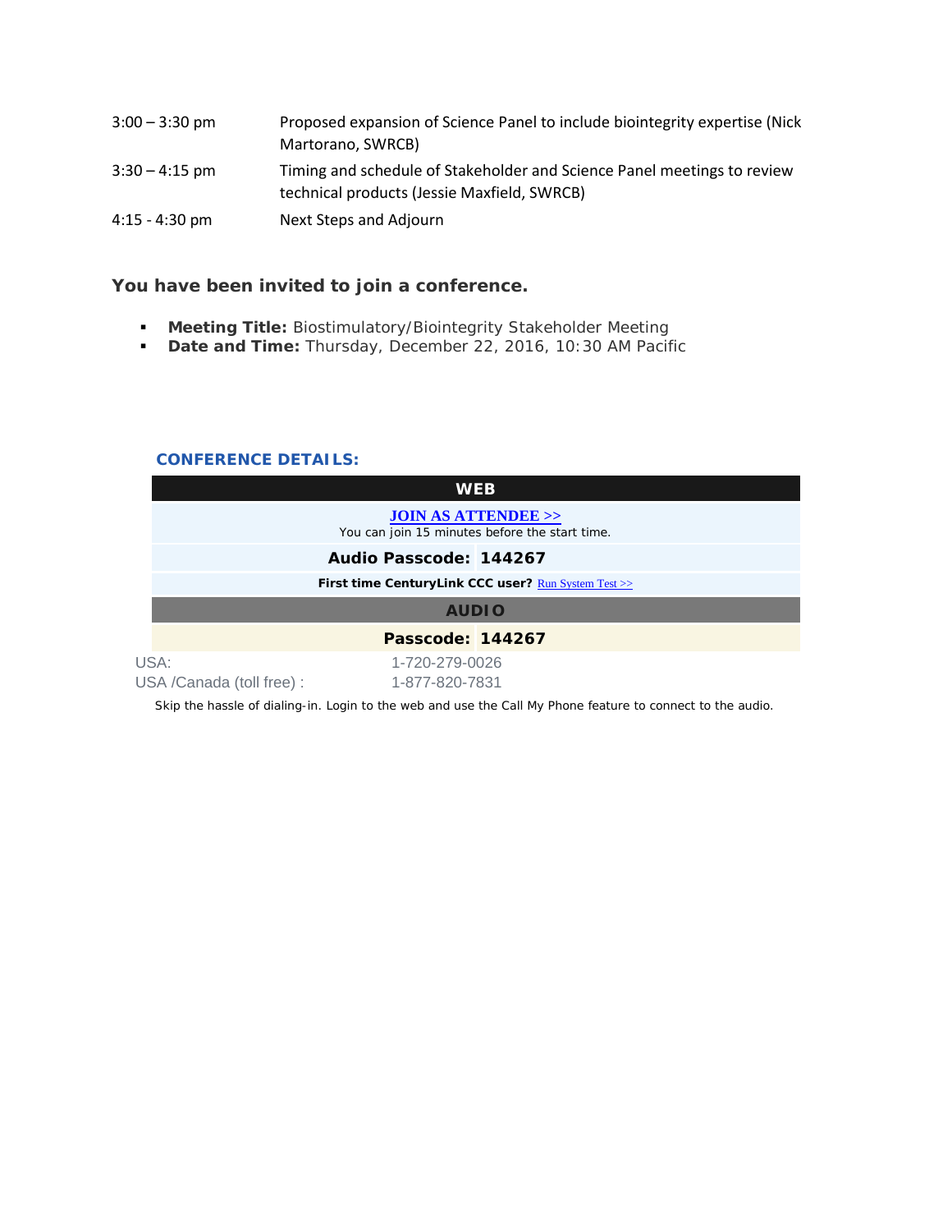| | |
|---|---|
| 3:00 – 3:30 pm | Proposed expansion of Science Panel to include biointegrity expertise (Nick Martorano, SWRCB) |
| 3:30 – 4:15 pm | Timing and schedule of Stakeholder and Science Panel meetings to review technical products (Jessie Maxfield, SWRCB) |
| 4:15 - 4:30 pm | Next Steps and Adjourn |

**You have been invited to join a conference.**

- **Meeting Title:** Biostimulatory/Biointegrity Stakeholder Meeting
- **Date and Time:** Thursday, December 22, 2016, 10:30 AM Pacific

**CONFERENCE DETAILS:**

| WEB | |
|---|---|
| JOIN AS ATTENDEE >> You can join 15 minutes before the start time. | |
| **Audio Passcode:** | **144267** |
| **First time CenturyLink CCC user?** Run System Test >> | |
| **AUDIO** | |
| **Passcode:** | **144267** |
| USA: | 1-720-279-0026 |
| USA /Canada (toll free) : | 1-877-820-7831 |

Skip the hassle of dialing-in. Login to the web and use the Call My Phone feature to connect to the audio.